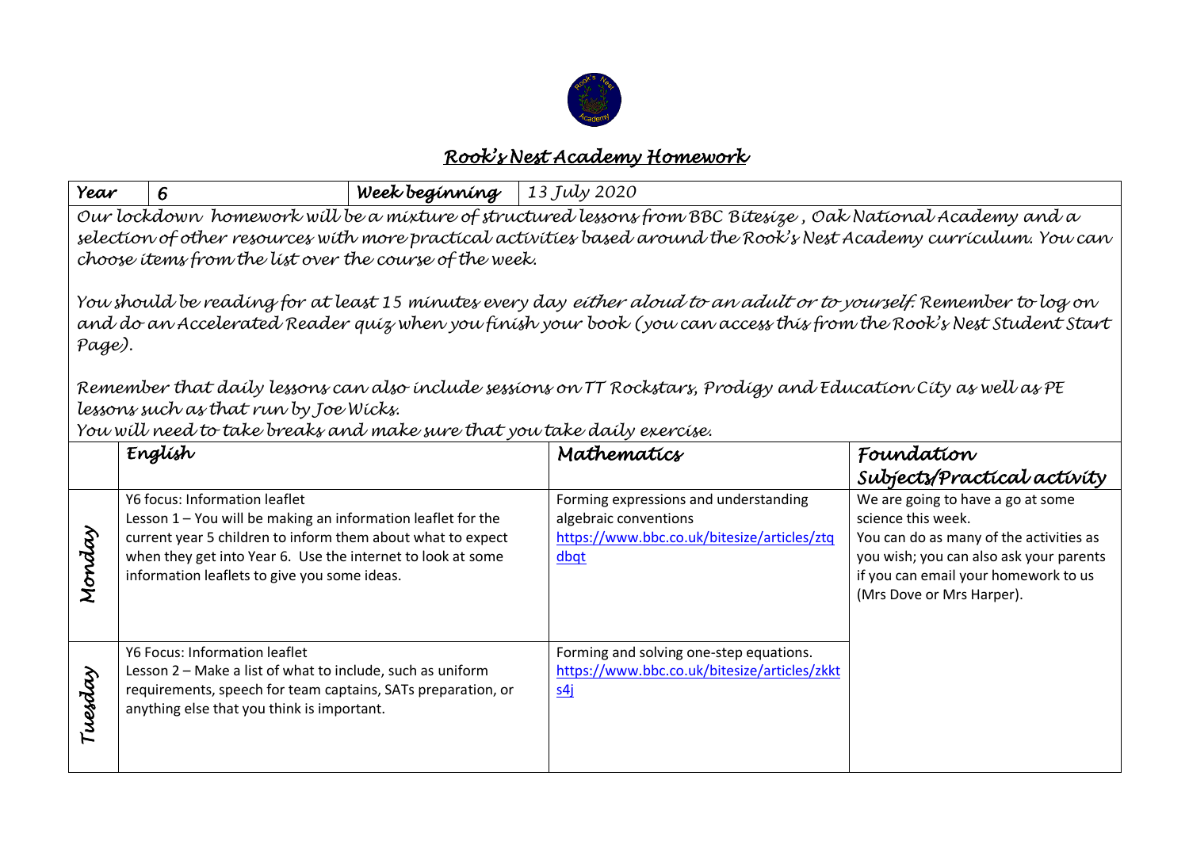# Rook's Nest Academy Homework

| Year | 6 | Week beginning | 13 July 2020 |
|---|---|---|---|

Our lockdown homework will be a mixture of structured lessons from BBC Bitesize , Oak National Academy and a selection of other resources with more practical activities based around the Rook's Nest Academy curriculum. You can choose items from the list over the course of the week.

You should be reading for at least 15 minutes every day either aloud to an adult or to yourself. Remember to log on and do an Accelerated Reader quiz when you finish your book (you can access this from the Rook's Nest Student Start Page).

Remember that daily lessons can also include sessions on TT Rockstars, Prodigy and Education City as well as PE lessons such as that run by Joe Wicks.

You will need to take breaks and make sure that you take daily exercise.

| | English | Mathematics | Foundation Subjects/Practical activity |
|---|---|---|---|
| Monday | Y6 focus: Information leaflet<br>Lesson 1 – You will be making an information leaflet for the current year 5 children to inform them about what to expect when they get into Year 6. Use the internet to look at some information leaflets to give you some ideas. | Forming expressions and understanding algebraic conventions<br>https://www.bbc.co.uk/bitesize/articles/ztqdbqt | We are going to have a go at some science this week.<br>You can do as many of the activities as you wish; you can also ask your parents if you can email your homework to us (Mrs Dove or Mrs Harper). |
| Tuesday | Y6 Focus: Information leaflet<br>Lesson 2 – Make a list of what to include, such as uniform requirements, speech for team captains, SATs preparation, or anything else that you think is important. | Forming and solving one-step equations.<br>https://www.bbc.co.uk/bitesize/articles/zkkts4j | |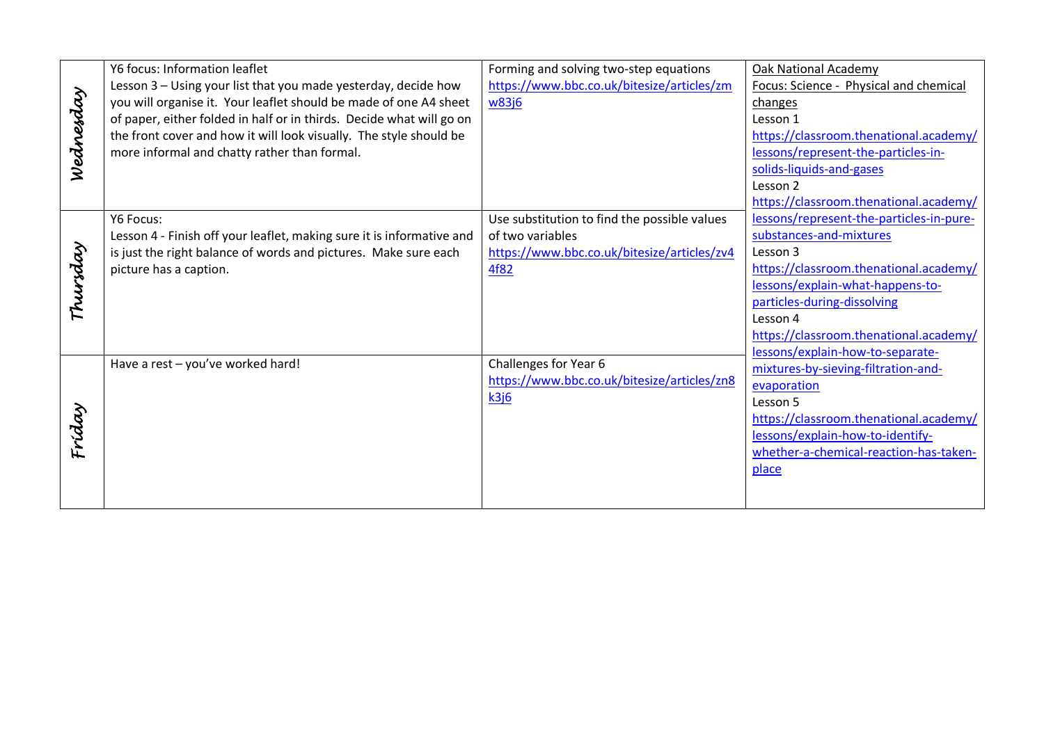| | | | |
|---|---|---|---|
| *Wednesday* | Y6 focus: Information leaflet<br>Lesson 3 – Using your list that you made yesterday, decide how you will organise it. Your leaflet should be made of one A4 sheet of paper, either folded in half or in thirds. Decide what will go on the front cover and how it will look visually. The style should be more informal and chatty rather than formal. | Forming and solving two-step equations<br>https://www.bbc.co.uk/bitesize/articles/zmw83j6 | Oak National Academy<br>Focus: Science - Physical and chemical changes<br>Lesson 1<br>https://classroom.thenational.academy/lessons/represent-the-particles-in-solids-liquids-and-gases<br>Lesson 2<br>https://classroom.thenational.academy/lessons/represent-the-particles-in-pure-substances-and-mixtures<br>Lesson 3<br>https://classroom.thenational.academy/lessons/explain-what-happens-to-particles-during-dissolving<br>Lesson 4<br>https://classroom.thenational.academy/lessons/explain-how-to-separate-mixtures-by-sieving-filtration-and-evaporation<br>Lesson 5<br>https://classroom.thenational.academy/lessons/explain-how-to-identify-whether-a-chemical-reaction-has-taken-place |
| *Thursday* | Y6 Focus:<br>Lesson 4 - Finish off your leaflet, making sure it is informative and is just the right balance of words and pictures. Make sure each picture has a caption. | Use substitution to find the possible values of two variables<br>https://www.bbc.co.uk/bitesize/articles/zv44f82 | |
| *Friday* | Have a rest – you've worked hard! | Challenges for Year 6<br>https://www.bbc.co.uk/bitesize/articles/zn8k3j6 | |